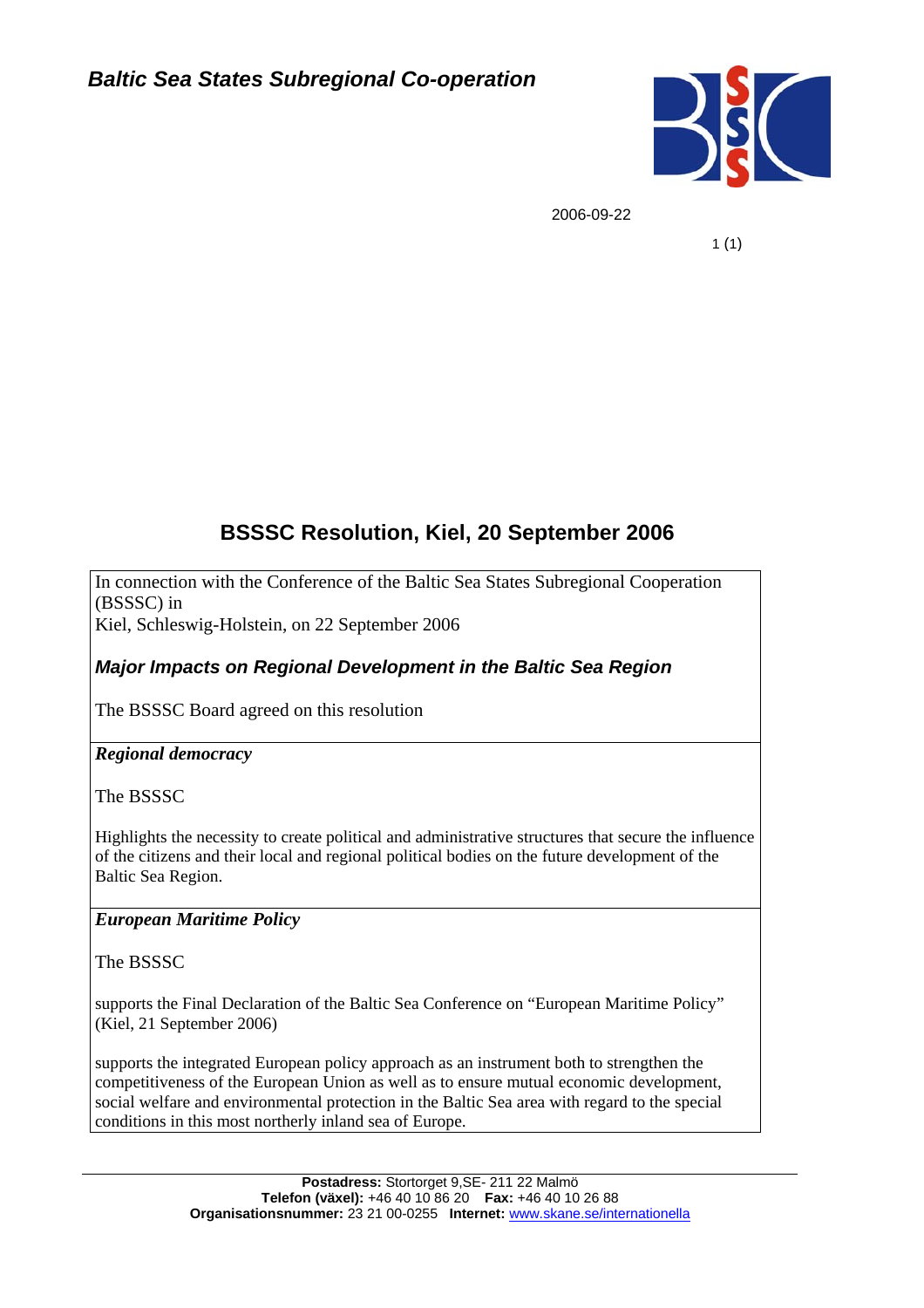*Baltic Sea States Subregional Co-operation*

2006-09-22

# BSSSC Resolution, Kiel, 20 September 2006

In connection with the Conference of the Baltic Sea States Subregional Cooperation (BSSSC) in
Kiel, Schleswig-Holstein, on 22 September 2006

## *Major Impacts on Regional Development in the Baltic Sea Region*

The BSSSC Board agreed on this resolution

### *Regional democracy*

The BSSSC

Highlights the necessity to create political and administrative structures that secure the influence of the citizens and their local and regional political bodies on the future development of the Baltic Sea Region.

### *European Maritime Policy*

The BSSSC

supports the Final Declaration of the Baltic Sea Conference on "European Maritime Policy" (Kiel, 21 September 2006)

supports the integrated European policy approach as an instrument both to strengthen the competitiveness of the European Union as well as to ensure mutual economic development, social welfare and environmental protection in the Baltic Sea area with regard to the special conditions in this most northerly inland sea of Europe.

---

**Postadress:** Stortorget 9,SE- 211 22 Malmö
**Telefon (växel):** +46 40 10 86 20 **Fax:** +46 40 10 26 88
**Organisationsnummer:** 23 21 00-0255 **Internet:** www.skane.se/internationella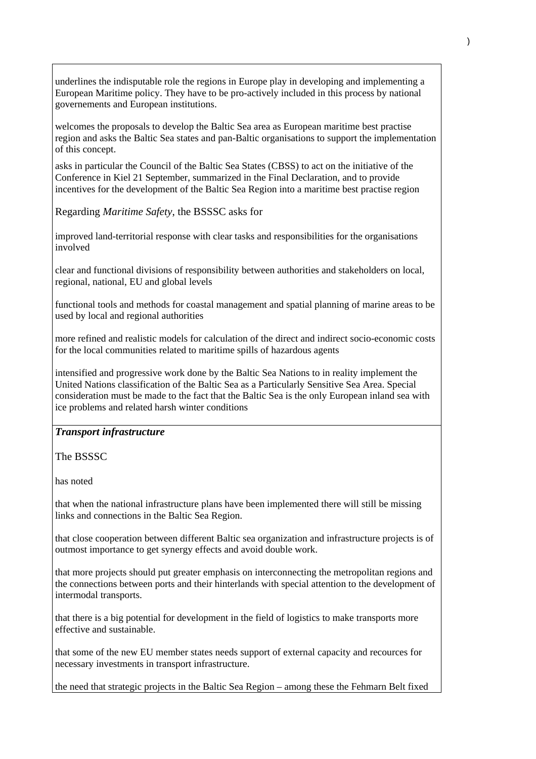underlines the indisputable role the regions in Europe play in developing and implementing a European Maritime policy. They have to be pro-actively included in this process by national governements and European institutions.

welcomes the proposals to develop the Baltic Sea area as European maritime best practise region and asks the Baltic Sea states and pan-Baltic organisations to support the implementation of this concept.

asks in particular the Council of the Baltic Sea States (CBSS) to act on the initiative of the Conference in Kiel 21 September, summarized in the Final Declaration, and to provide incentives for the development of the Baltic Sea Region into a maritime best practise region

Regarding *Maritime Safety*, the BSSSC asks for

improved land-territorial response with clear tasks and responsibilities for the organisations involved

clear and functional divisions of responsibility between authorities and stakeholders on local, regional, national, EU and global levels

functional tools and methods for coastal management and spatial planning of marine areas to be used by local and regional authorities

more refined and realistic models for calculation of the direct and indirect socio-economic costs for the local communities related to maritime spills of hazardous agents

intensified and progressive work done by the Baltic Sea Nations to in reality implement the United Nations classification of the Baltic Sea as a Particularly Sensitive Sea Area. Special consideration must be made to the fact that the Baltic Sea is the only European inland sea with ice problems and related harsh winter conditions

***Transport infrastructure***

The BSSSC

has noted

that when the national infrastructure plans have been implemented there will still be missing links and connections in the Baltic Sea Region.

that close cooperation between different Baltic sea organization and infrastructure projects is of outmost importance to get synergy effects and avoid double work.

that more projects should put greater emphasis on interconnecting the metropolitan regions and the connections between ports and their hinterlands with special attention to the development of intermodal transports.

that there is a big potential for development in the field of logistics to make transports more effective and sustainable.

that some of the new EU member states needs support of external capacity and recources for necessary investments in transport infrastructure.

the need that strategic projects in the Baltic Sea Region – among these the Fehmarn Belt fixed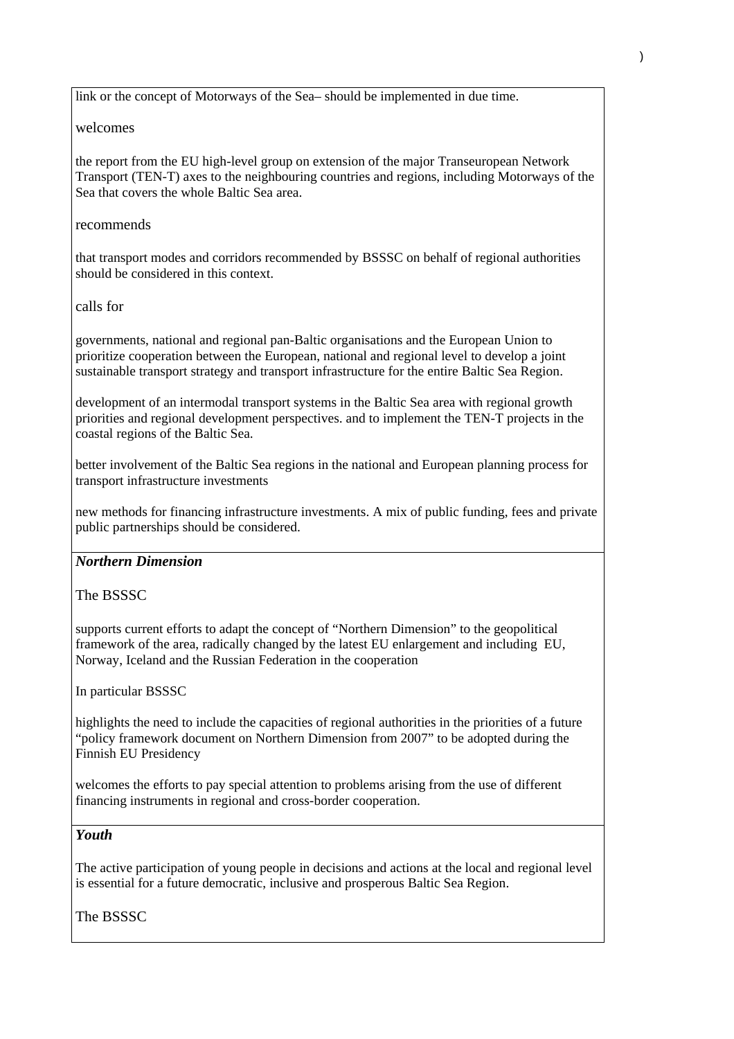link or the concept of Motorways of the Sea– should be implemented in due time.

welcomes

the report from the EU high-level group on extension of the major Transeuropean Network Transport (TEN-T) axes to the neighbouring countries and regions, including Motorways of the Sea that covers the whole Baltic Sea area.

recommends

that transport modes and corridors recommended by BSSSC on behalf of regional authorities should be considered in this context.

calls for

governments, national and regional pan-Baltic organisations and the European Union to prioritize cooperation between the European, national and regional level to develop a joint sustainable transport strategy and transport infrastructure for the entire Baltic Sea Region.

development of an intermodal transport systems in the Baltic Sea area with regional growth priorities and regional development perspectives. and to implement the TEN-T projects in the coastal regions of the Baltic Sea.

better involvement of the Baltic Sea regions in the national and European planning process for transport infrastructure investments

new methods for financing infrastructure investments. A mix of public funding, fees and private public partnerships should be considered.

***Northern Dimension***

The BSSSC

supports current efforts to adapt the concept of "Northern Dimension" to the geopolitical framework of the area, radically changed by the latest EU enlargement and including EU, Norway, Iceland and the Russian Federation in the cooperation

In particular BSSSC

highlights the need to include the capacities of regional authorities in the priorities of a future "policy framework document on Northern Dimension from 2007" to be adopted during the Finnish EU Presidency

welcomes the efforts to pay special attention to problems arising from the use of different financing instruments in regional and cross-border cooperation.

***Youth***

The active participation of young people in decisions and actions at the local and regional level is essential for a future democratic, inclusive and prosperous Baltic Sea Region.

The BSSSC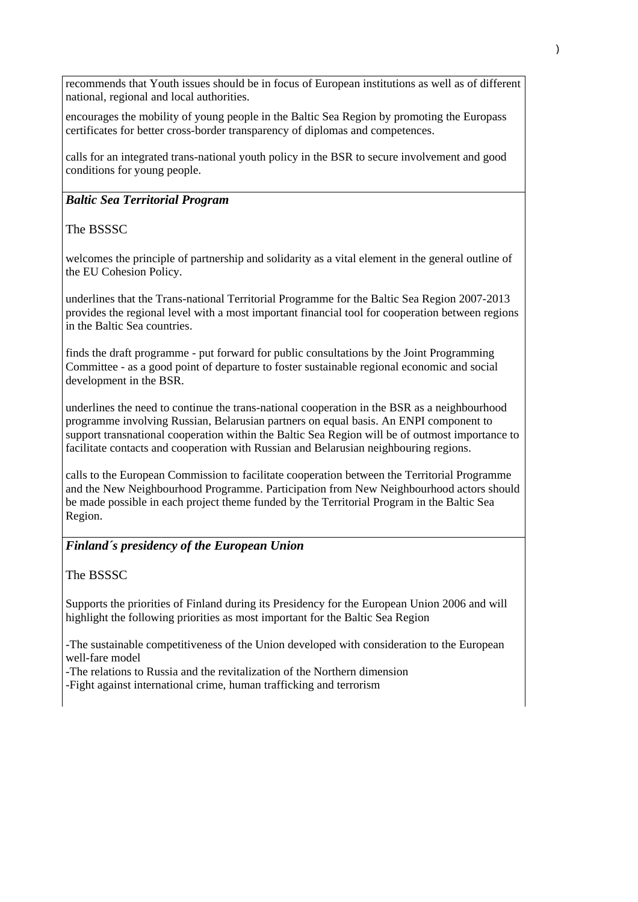recommends that Youth issues should be in focus of European institutions as well as of different national, regional and local authorities.

encourages the mobility of young people in the Baltic Sea Region by promoting the Europass certificates for better cross-border transparency of diplomas and competences.

calls for an integrated trans-national youth policy in the BSR to secure involvement and good conditions for young people.

***Baltic Sea Territorial Program***

The BSSSC

welcomes the principle of partnership and solidarity as a vital element in the general outline of the EU Cohesion Policy.

underlines that the Trans-national Territorial Programme for the Baltic Sea Region 2007-2013 provides the regional level with a most important financial tool for cooperation between regions in the Baltic Sea countries.

finds the draft programme - put forward for public consultations by the Joint Programming Committee - as a good point of departure to foster sustainable regional economic and social development in the BSR.

underlines the need to continue the trans-national cooperation in the BSR as a neighbourhood programme involving Russian, Belarusian partners on equal basis. An ENPI component to support transnational cooperation within the Baltic Sea Region will be of outmost importance to facilitate contacts and cooperation with Russian and Belarusian neighbouring regions.

calls to the European Commission to facilitate cooperation between the Territorial Programme and the New Neighbourhood Programme. Participation from New Neighbourhood actors should be made possible in each project theme funded by the Territorial Program in the Baltic Sea Region.

***Finland´s presidency of the European Union***

The BSSSC

Supports the priorities of Finland during its Presidency for the European Union 2006 and will highlight the following priorities as most important for the Baltic Sea Region

-The sustainable competitiveness of the Union developed with consideration to the European well-fare model
-The relations to Russia and the revitalization of the Northern dimension
-Fight against international crime, human trafficking and terrorism